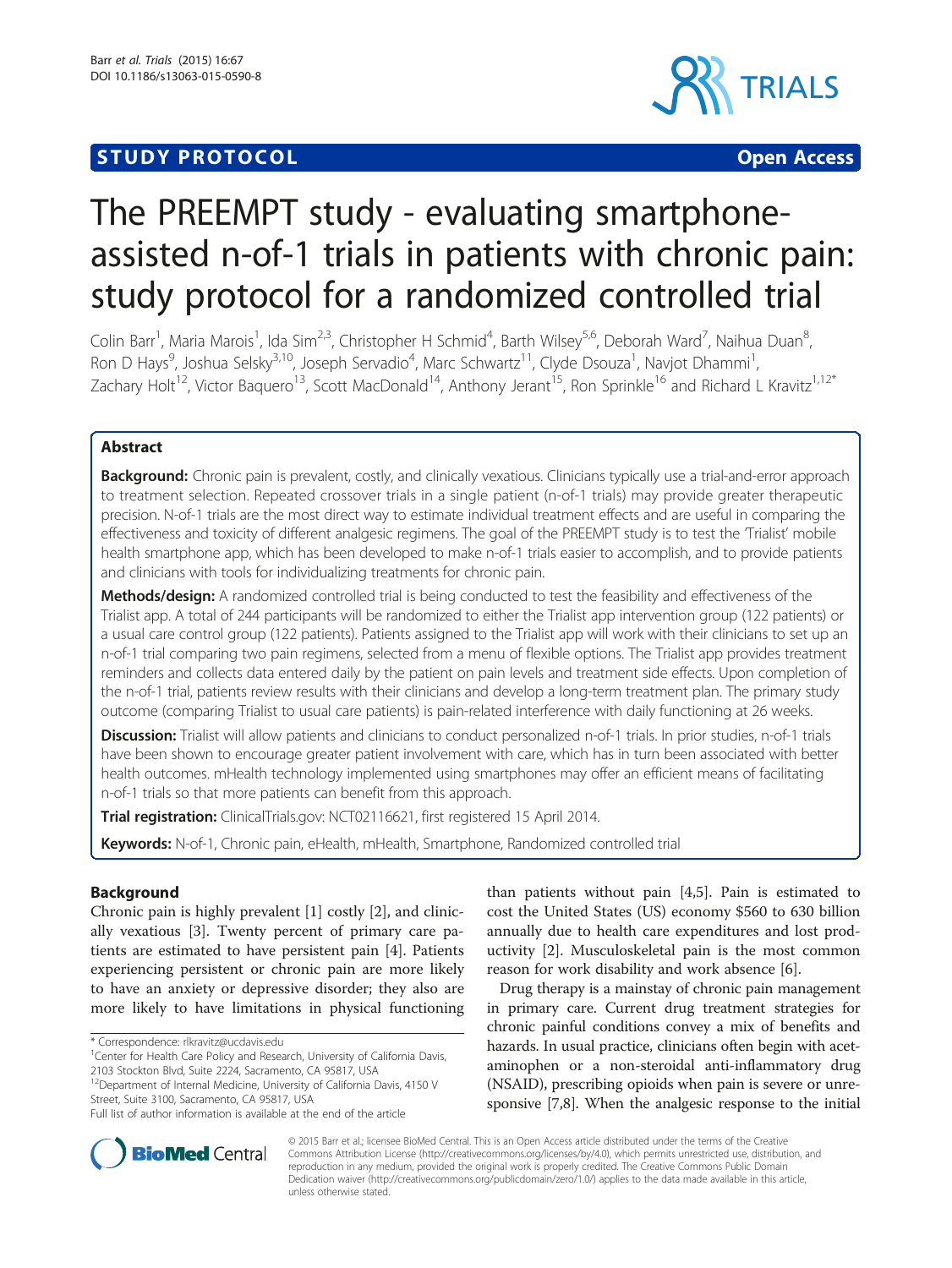STUDY PROTOCOL Open Access

# The PREEMPT study - evaluating smartphone-assisted n-of-1 trials in patients with chronic pain: study protocol for a randomized controlled trial

Colin Barr[1], Maria Marois[1], Ida Sim[2,3], Christopher H Schmid[4], Barth Wilsey[5,6], Deborah Ward[7], Naihua Duan[8], Ron D Hays[9], Joshua Selsky[3,10], Joseph Servadio[4], Marc Schwartz[11], Clyde Dsouza[1], Navjot Dhammi[1], Zachary Holt[12], Victor Baquero[13], Scott MacDonald[14], Anthony Jerant[15], Ron Sprinkle[16] and Richard L Kravitz[1,12*]

## Abstract

**Background:** Chronic pain is prevalent, costly, and clinically vexatious. Clinicians typically use a trial-and-error approach to treatment selection. Repeated crossover trials in a single patient (n-of-1 trials) may provide greater therapeutic precision. N-of-1 trials are the most direct way to estimate individual treatment effects and are useful in comparing the effectiveness and toxicity of different analgesic regimens. The goal of the PREEMPT study is to test the 'Trialist' mobile health smartphone app, which has been developed to make n-of-1 trials easier to accomplish, and to provide patients and clinicians with tools for individualizing treatments for chronic pain.

**Methods/design:** A randomized controlled trial is being conducted to test the feasibility and effectiveness of the Trialist app. A total of 244 participants will be randomized to either the Trialist app intervention group (122 patients) or a usual care control group (122 patients). Patients assigned to the Trialist app will work with their clinicians to set up an n-of-1 trial comparing two pain regimens, selected from a menu of flexible options. The Trialist app provides treatment reminders and collects data entered daily by the patient on pain levels and treatment side effects. Upon completion of the n-of-1 trial, patients review results with their clinicians and develop a long-term treatment plan. The primary study outcome (comparing Trialist to usual care patients) is pain-related interference with daily functioning at 26 weeks.

**Discussion:** Trialist will allow patients and clinicians to conduct personalized n-of-1 trials. In prior studies, n-of-1 trials have been shown to encourage greater patient involvement with care, which has in turn been associated with better health outcomes. mHealth technology implemented using smartphones may offer an efficient means of facilitating n-of-1 trials so that more patients can benefit from this approach.

**Trial registration:** ClinicalTrials.gov: NCT02116621, first registered 15 April 2014.

**Keywords:** N-of-1, Chronic pain, eHealth, mHealth, Smartphone, Randomized controlled trial

## Background

Chronic pain is highly prevalent [1] costly [2], and clinically vexatious [3]. Twenty percent of primary care patients are estimated to have persistent pain [4]. Patients experiencing persistent or chronic pain are more likely to have an anxiety or depressive disorder; they also are more likely to have limitations in physical functioning than patients without pain [4,5]. Pain is estimated to cost the United States (US) economy $560 to 630 billion annually due to health care expenditures and lost productivity [2]. Musculoskeletal pain is the most common reason for work disability and work absence [6].

Drug therapy is a mainstay of chronic pain management in primary care. Current drug treatment strategies for chronic painful conditions convey a mix of benefits and hazards. In usual practice, clinicians often begin with acetaminophen or a non-steroidal anti-inflammatory drug (NSAID), prescribing opioids when pain is severe or unresponsive [7,8]. When the analgesic response to the initial

\* Correspondence: rlkravitz@ucdavis.edu
[1]Center for Health Care Policy and Research, University of California Davis, 2103 Stockton Blvd, Suite 2224, Sacramento, CA 95817, USA
[12]Department of Internal Medicine, University of California Davis, 4150 V Street, Suite 3100, Sacramento, CA 95817, USA
Full list of author information is available at the end of the article

© 2015 Barr et al.; licensee BioMed Central. This is an Open Access article distributed under the terms of the Creative Commons Attribution License (http://creativecommons.org/licenses/by/4.0), which permits unrestricted use, distribution, and reproduction in any medium, provided the original work is properly credited. The Creative Commons Public Domain Dedication waiver (http://creativecommons.org/publicdomain/zero/1.0/) applies to the data made available in this article, unless otherwise stated.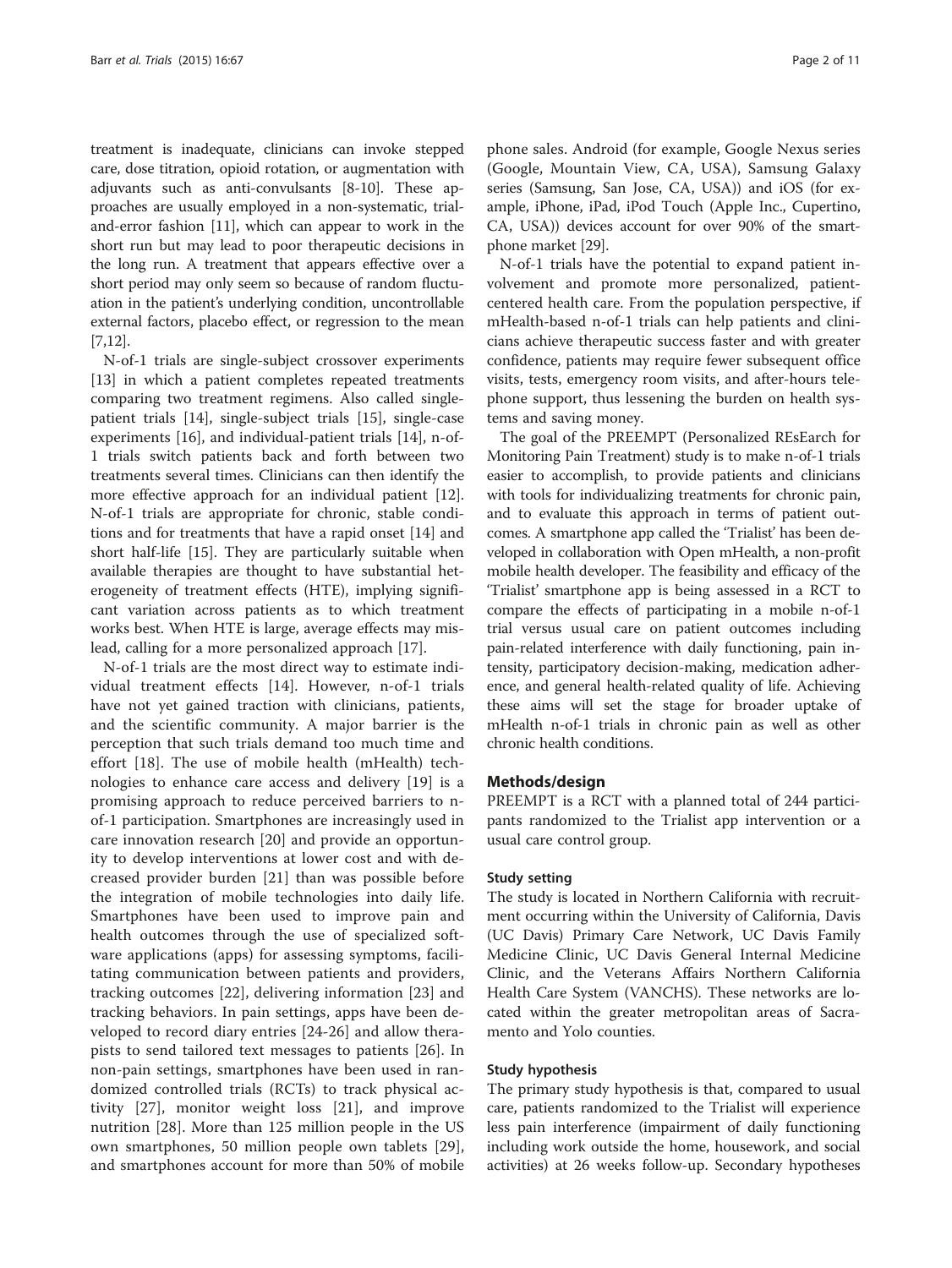treatment is inadequate, clinicians can invoke stepped care, dose titration, opioid rotation, or augmentation with adjuvants such as anti-convulsants [8-10]. These approaches are usually employed in a non-systematic, trial-and-error fashion [11], which can appear to work in the short run but may lead to poor therapeutic decisions in the long run. A treatment that appears effective over a short period may only seem so because of random fluctuation in the patient's underlying condition, uncontrollable external factors, placebo effect, or regression to the mean [7,12].

N-of-1 trials are single-subject crossover experiments [13] in which a patient completes repeated treatments comparing two treatment regimens. Also called single-patient trials [14], single-subject trials [15], single-case experiments [16], and individual-patient trials [14], n-of-1 trials switch patients back and forth between two treatments several times. Clinicians can then identify the more effective approach for an individual patient [12]. N-of-1 trials are appropriate for chronic, stable conditions and for treatments that have a rapid onset [14] and short half-life [15]. They are particularly suitable when available therapies are thought to have substantial heterogeneity of treatment effects (HTE), implying significant variation across patients as to which treatment works best. When HTE is large, average effects may mislead, calling for a more personalized approach [17].

N-of-1 trials are the most direct way to estimate individual treatment effects [14]. However, n-of-1 trials have not yet gained traction with clinicians, patients, and the scientific community. A major barrier is the perception that such trials demand too much time and effort [18]. The use of mobile health (mHealth) technologies to enhance care access and delivery [19] is a promising approach to reduce perceived barriers to n-of-1 participation. Smartphones are increasingly used in care innovation research [20] and provide an opportunity to develop interventions at lower cost and with decreased provider burden [21] than was possible before the integration of mobile technologies into daily life. Smartphones have been used to improve pain and health outcomes through the use of specialized software applications (apps) for assessing symptoms, facilitating communication between patients and providers, tracking outcomes [22], delivering information [23] and tracking behaviors. In pain settings, apps have been developed to record diary entries [24-26] and allow therapists to send tailored text messages to patients [26]. In non-pain settings, smartphones have been used in randomized controlled trials (RCTs) to track physical activity [27], monitor weight loss [21], and improve nutrition [28]. More than 125 million people in the US own smartphones, 50 million people own tablets [29], and smartphones account for more than 50% of mobile phone sales. Android (for example, Google Nexus series (Google, Mountain View, CA, USA), Samsung Galaxy series (Samsung, San Jose, CA, USA)) and iOS (for example, iPhone, iPad, iPod Touch (Apple Inc., Cupertino, CA, USA)) devices account for over 90% of the smartphone market [29].

N-of-1 trials have the potential to expand patient involvement and promote more personalized, patient-centered health care. From the population perspective, if mHealth-based n-of-1 trials can help patients and clinicians achieve therapeutic success faster and with greater confidence, patients may require fewer subsequent office visits, tests, emergency room visits, and after-hours telephone support, thus lessening the burden on health systems and saving money.

The goal of the PREEMPT (Personalized REsEarch for Monitoring Pain Treatment) study is to make n-of-1 trials easier to accomplish, to provide patients and clinicians with tools for individualizing treatments for chronic pain, and to evaluate this approach in terms of patient outcomes. A smartphone app called the 'Trialist' has been developed in collaboration with Open mHealth, a non-profit mobile health developer. The feasibility and efficacy of the 'Trialist' smartphone app is being assessed in a RCT to compare the effects of participating in a mobile n-of-1 trial versus usual care on patient outcomes including pain-related interference with daily functioning, pain intensity, participatory decision-making, medication adherence, and general health-related quality of life. Achieving these aims will set the stage for broader uptake of mHealth n-of-1 trials in chronic pain as well as other chronic health conditions.

## Methods/design

PREEMPT is a RCT with a planned total of 244 participants randomized to the Trialist app intervention or a usual care control group.

### Study setting

The study is located in Northern California with recruitment occurring within the University of California, Davis (UC Davis) Primary Care Network, UC Davis Family Medicine Clinic, UC Davis General Internal Medicine Clinic, and the Veterans Affairs Northern California Health Care System (VANCHS). These networks are located within the greater metropolitan areas of Sacramento and Yolo counties.

### Study hypothesis

The primary study hypothesis is that, compared to usual care, patients randomized to the Trialist will experience less pain interference (impairment of daily functioning including work outside the home, housework, and social activities) at 26 weeks follow-up. Secondary hypotheses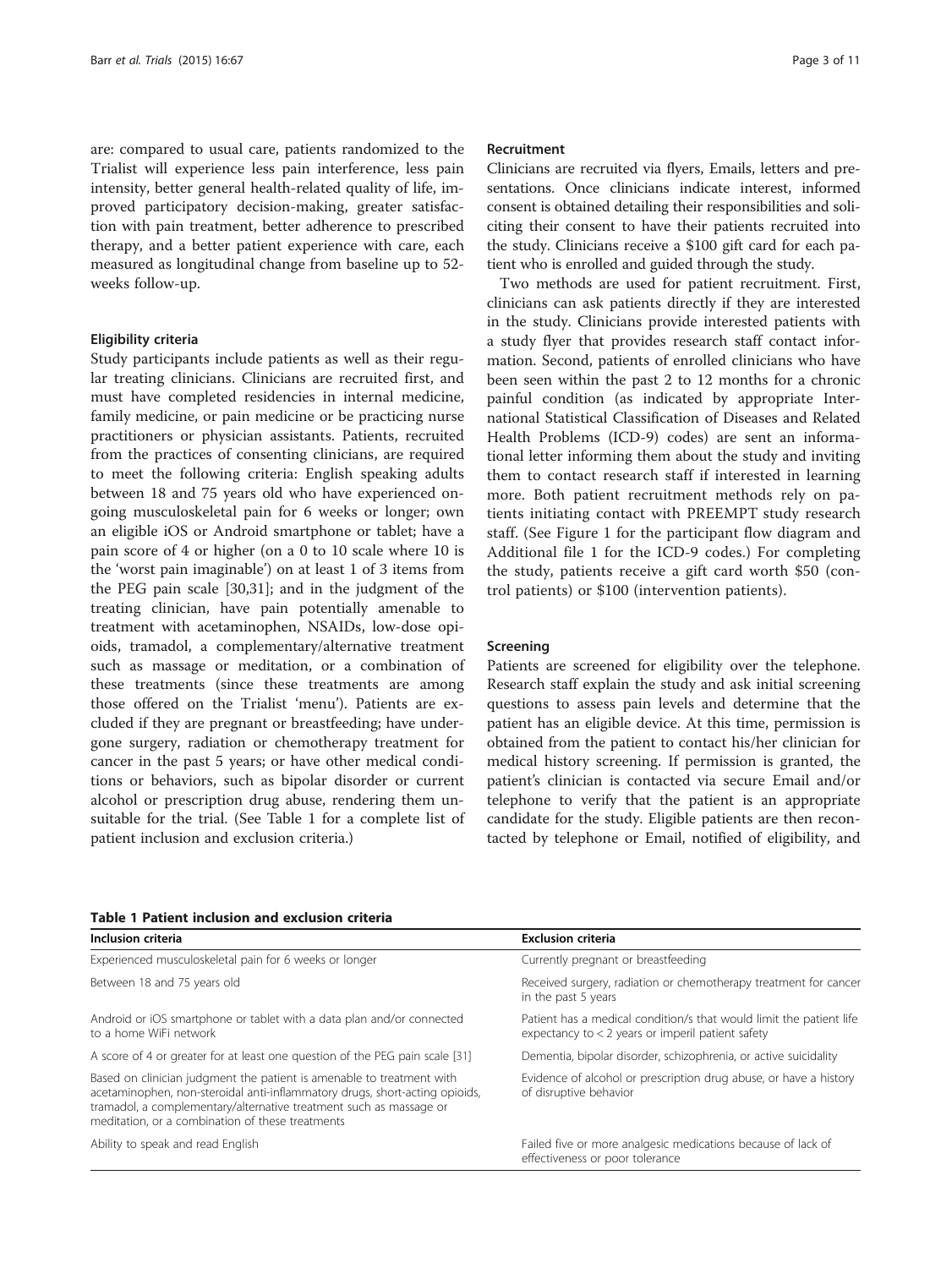are: compared to usual care, patients randomized to the Trialist will experience less pain interference, less pain intensity, better general health-related quality of life, improved participatory decision-making, greater satisfaction with pain treatment, better adherence to prescribed therapy, and a better patient experience with care, each measured as longitudinal change from baseline up to 52-weeks follow-up.

### Eligibility criteria

Study participants include patients as well as their regular treating clinicians. Clinicians are recruited first, and must have completed residencies in internal medicine, family medicine, or pain medicine or be practicing nurse practitioners or physician assistants. Patients, recruited from the practices of consenting clinicians, are required to meet the following criteria: English speaking adults between 18 and 75 years old who have experienced ongoing musculoskeletal pain for 6 weeks or longer; own an eligible iOS or Android smartphone or tablet; have a pain score of 4 or higher (on a 0 to 10 scale where 10 is the 'worst pain imaginable') on at least 1 of 3 items from the PEG pain scale [30,31]; and in the judgment of the treating clinician, have pain potentially amenable to treatment with acetaminophen, NSAIDs, low-dose opioids, tramadol, a complementary/alternative treatment such as massage or meditation, or a combination of these treatments (since these treatments are among those offered on the Trialist 'menu'). Patients are excluded if they are pregnant or breastfeeding; have undergone surgery, radiation or chemotherapy treatment for cancer in the past 5 years; or have other medical conditions or behaviors, such as bipolar disorder or current alcohol or prescription drug abuse, rendering them unsuitable for the trial. (See Table 1 for a complete list of patient inclusion and exclusion criteria.)

### Recruitment

Clinicians are recruited via flyers, Emails, letters and presentations. Once clinicians indicate interest, informed consent is obtained detailing their responsibilities and soliciting their consent to have their patients recruited into the study. Clinicians receive a $100 gift card for each patient who is enrolled and guided through the study.

Two methods are used for patient recruitment. First, clinicians can ask patients directly if they are interested in the study. Clinicians provide interested patients with a study flyer that provides research staff contact information. Second, patients of enrolled clinicians who have been seen within the past 2 to 12 months for a chronic painful condition (as indicated by appropriate International Statistical Classification of Diseases and Related Health Problems (ICD-9) codes) are sent an informational letter informing them about the study and inviting them to contact research staff if interested in learning more. Both patient recruitment methods rely on patients initiating contact with PREEMPT study research staff. (See Figure 1 for the participant flow diagram and Additional file 1 for the ICD-9 codes.) For completing the study, patients receive a gift card worth $50 (control patients) or $100 (intervention patients).

### Screening

Patients are screened for eligibility over the telephone. Research staff explain the study and ask initial screening questions to assess pain levels and determine that the patient has an eligible device. At this time, permission is obtained from the patient to contact his/her clinician for medical history screening. If permission is granted, the patient's clinician is contacted via secure Email and/or telephone to verify that the patient is an appropriate candidate for the study. Eligible patients are then recontacted by telephone or Email, notified of eligibility, and

**Table 1 Patient inclusion and exclusion criteria**

| Inclusion criteria | Exclusion criteria |
|---|---|
| Experienced musculoskeletal pain for 6 weeks or longer | Currently pregnant or breastfeeding |
| Between 18 and 75 years old | Received surgery, radiation or chemotherapy treatment for cancer in the past 5 years |
| Android or iOS smartphone or tablet with a data plan and/or connected to a home WiFi network | Patient has a medical condition/s that would limit the patient life expectancy to < 2 years or imperil patient safety |
| A score of 4 or greater for at least one question of the PEG pain scale [31] | Dementia, bipolar disorder, schizophrenia, or active suicidality |
| Based on clinician judgment the patient is amenable to treatment with acetaminophen, non-steroidal anti-inflammatory drugs, short-acting opioids, tramadol, a complementary/alternative treatment such as massage or meditation, or a combination of these treatments | Evidence of alcohol or prescription drug abuse, or have a history of disruptive behavior |
| Ability to speak and read English | Failed five or more analgesic medications because of lack of effectiveness or poor tolerance |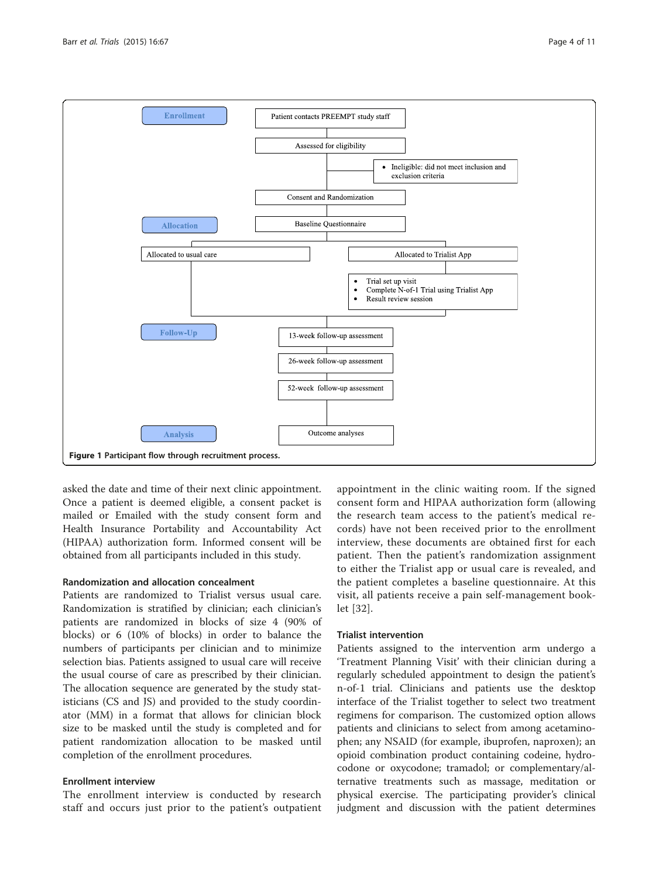Enrollment

Patient contacts PREEMPT study staff

Assessed for eligibility

- Ineligible: did not meet inclusion and exclusion criteria

Consent and Randomization

Allocation

Baseline Questionnaire

Allocated to usual care

Allocated to Trialist App

- Trial set up visit
- Complete N-of-1 Trial using Trialist App
- Result review session

Follow-Up

13-week follow-up assessment

26-week follow-up assessment

52-week follow-up assessment

Analysis

Outcome analyses

**Figure 1** Participant flow through recruitment process.

asked the date and time of their next clinic appointment. Once a patient is deemed eligible, a consent packet is mailed or Emailed with the study consent form and Health Insurance Portability and Accountability Act (HIPAA) authorization form. Informed consent will be obtained from all participants included in this study.

### Randomization and allocation concealment

Patients are randomized to Trialist versus usual care. Randomization is stratified by clinician; each clinician's patients are randomized in blocks of size 4 (90% of blocks) or 6 (10% of blocks) in order to balance the numbers of participants per clinician and to minimize selection bias. Patients assigned to usual care will receive the usual course of care as prescribed by their clinician. The allocation sequence are generated by the study statisticians (CS and JS) and provided to the study coordinator (MM) in a format that allows for clinician block size to be masked until the study is completed and for patient randomization allocation to be masked until completion of the enrollment procedures.

### Enrollment interview

The enrollment interview is conducted by research staff and occurs just prior to the patient's outpatient appointment in the clinic waiting room. If the signed consent form and HIPAA authorization form (allowing the research team access to the patient's medical records) have not been received prior to the enrollment interview, these documents are obtained first for each patient. Then the patient's randomization assignment to either the Trialist app or usual care is revealed, and the patient completes a baseline questionnaire. At this visit, all patients receive a pain self-management booklet [32].

### Trialist intervention

Patients assigned to the intervention arm undergo a 'Treatment Planning Visit' with their clinician during a regularly scheduled appointment to design the patient's n-of-1 trial. Clinicians and patients use the desktop interface of the Trialist together to select two treatment regimens for comparison. The customized option allows patients and clinicians to select from among acetaminophen; any NSAID (for example, ibuprofen, naproxen); an opioid combination product containing codeine, hydrocodone or oxycodone; tramadol; or complementary/alternative treatments such as massage, meditation or physical exercise. The participating provider's clinical judgment and discussion with the patient determines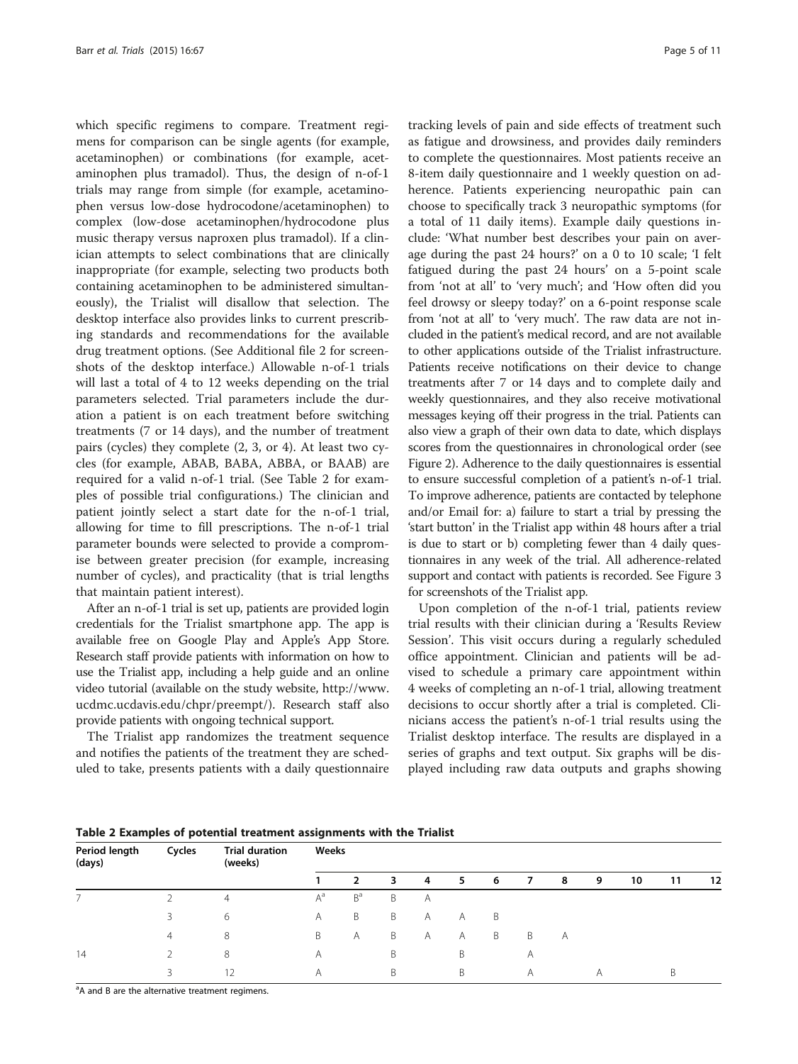which specific regimens to compare. Treatment regimens for comparison can be single agents (for example, acetaminophen) or combinations (for example, acetaminophen plus tramadol). Thus, the design of n-of-1 trials may range from simple (for example, acetaminophen versus low-dose hydrocodone/acetaminophen) to complex (low-dose acetaminophen/hydrocodone plus music therapy versus naproxen plus tramadol). If a clinician attempts to select combinations that are clinically inappropriate (for example, selecting two products both containing acetaminophen to be administered simultaneously), the Trialist will disallow that selection. The desktop interface also provides links to current prescribing standards and recommendations for the available drug treatment options. (See Additional file 2 for screenshots of the desktop interface.) Allowable n-of-1 trials will last a total of 4 to 12 weeks depending on the trial parameters selected. Trial parameters include the duration a patient is on each treatment before switching treatments (7 or 14 days), and the number of treatment pairs (cycles) they complete (2, 3, or 4). At least two cycles (for example, ABAB, BABA, ABBA, or BAAB) are required for a valid n-of-1 trial. (See Table 2 for examples of possible trial configurations.) The clinician and patient jointly select a start date for the n-of-1 trial, allowing for time to fill prescriptions. The n-of-1 trial parameter bounds were selected to provide a compromise between greater precision (for example, increasing number of cycles), and practicality (that is trial lengths that maintain patient interest).

After an n-of-1 trial is set up, patients are provided login credentials for the Trialist smartphone app. The app is available free on Google Play and Apple's App Store. Research staff provide patients with information on how to use the Trialist app, including a help guide and an online video tutorial (available on the study website, http://www.ucdmc.ucdavis.edu/chpr/preempt/). Research staff also provide patients with ongoing technical support.

The Trialist app randomizes the treatment sequence and notifies the patients of the treatment they are scheduled to take, presents patients with a daily questionnaire tracking levels of pain and side effects of treatment such as fatigue and drowsiness, and provides daily reminders to complete the questionnaires. Most patients receive an 8-item daily questionnaire and 1 weekly question on adherence. Patients experiencing neuropathic pain can choose to specifically track 3 neuropathic symptoms (for a total of 11 daily items). Example daily questions include: 'What number best describes your pain on average during the past 24 hours?' on a 0 to 10 scale; 'I felt fatigued during the past 24 hours' on a 5-point scale from 'not at all' to 'very much'; and 'How often did you feel drowsy or sleepy today?' on a 6-point response scale from 'not at all' to 'very much'. The raw data are not included in the patient's medical record, and are not available to other applications outside of the Trialist infrastructure. Patients receive notifications on their device to change treatments after 7 or 14 days and to complete daily and weekly questionnaires, and they also receive motivational messages keying off their progress in the trial. Patients can also view a graph of their own data to date, which displays scores from the questionnaires in chronological order (see Figure 2). Adherence to the daily questionnaires is essential to ensure successful completion of a patient's n-of-1 trial. To improve adherence, patients are contacted by telephone and/or Email for: a) failure to start a trial by pressing the 'start button' in the Trialist app within 48 hours after a trial is due to start or b) completing fewer than 4 daily questionnaires in any week of the trial. All adherence-related support and contact with patients is recorded. See Figure 3 for screenshots of the Trialist app.

Upon completion of the n-of-1 trial, patients review trial results with their clinician during a 'Results Review Session'. This visit occurs during a regularly scheduled office appointment. Clinician and patients will be advised to schedule a primary care appointment within 4 weeks of completing an n-of-1 trial, allowing treatment decisions to occur shortly after a trial is completed. Clinicians access the patient's n-of-1 trial results using the Trialist desktop interface. The results are displayed in a series of graphs and text output. Six graphs will be displayed including raw data outputs and graphs showing

**Table 2 Examples of potential treatment assignments with the Trialist**

| Period length (days) | Cycles | Trial duration (weeks) | Weeks | | | | | | | | | | | |
|---|---|---|---|---|---|---|---|---|---|---|---|---|---|---|
| | | | 1 | 2 | 3 | 4 | 5 | 6 | 7 | 8 | 9 | 10 | 11 | 12 |
| 7 | 2 | 4 | A[a] | B[a] | B | A | | | | | | | | |
| | 3 | 6 | A | B | B | A | A | B | | | | | | |
| | 4 | 8 | B | A | B | A | A | B | B | A | | | | |
| 14 | 2 | 8 | A | | B | | B | | A | | | | | |
| | 3 | 12 | A | | B | | B | | A | | A | | B | |

[a]A and B are the alternative treatment regimens.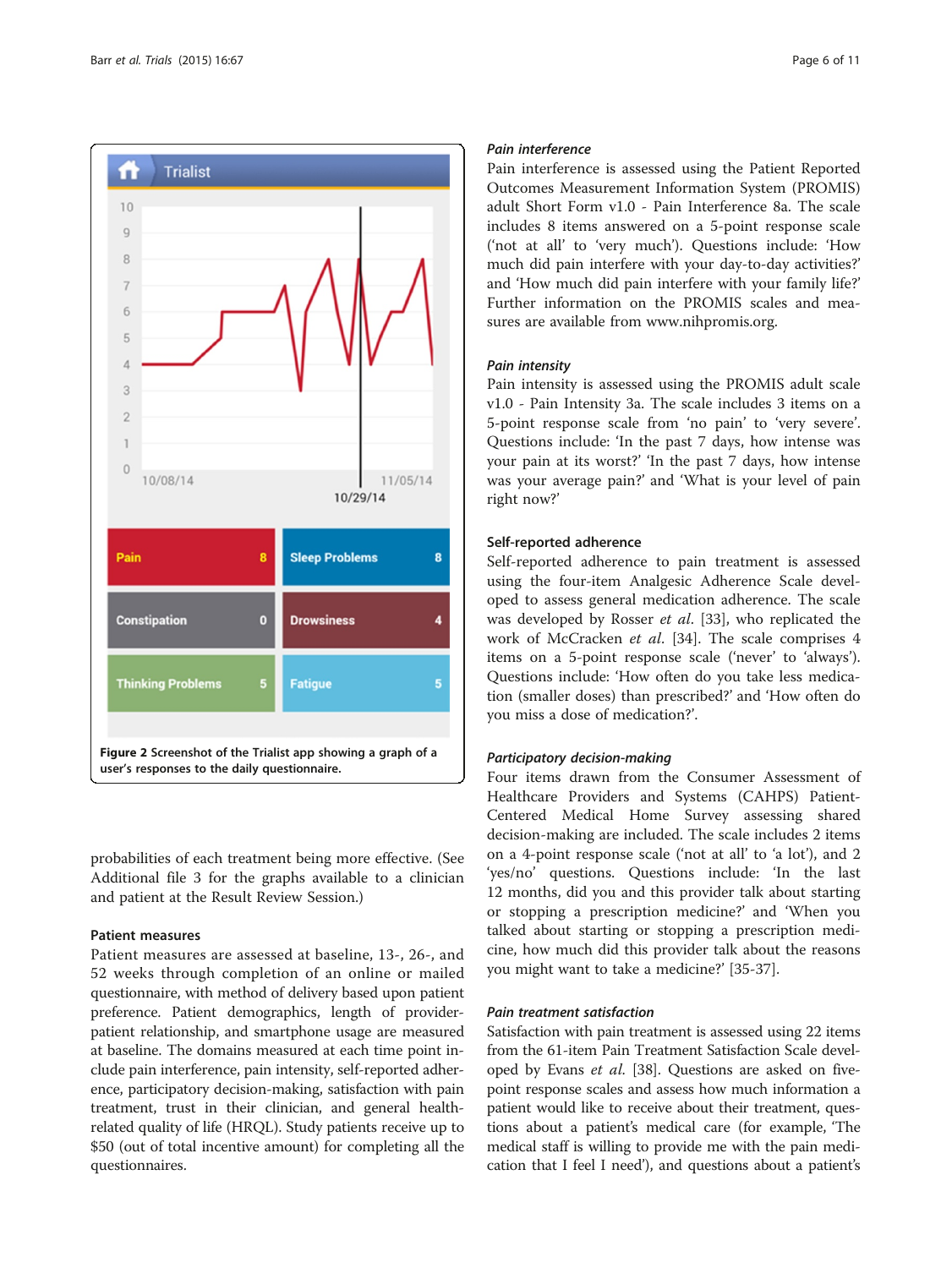Figure 2 Screenshot of the Trialist app showing a graph of a user's responses to the daily questionnaire.

probabilities of each treatment being more effective. (See Additional file 3 for the graphs available to a clinician and patient at the Result Review Session.)

### Patient measures

Patient measures are assessed at baseline, 13-, 26-, and 52 weeks through completion of an online or mailed questionnaire, with method of delivery based upon patient preference. Patient demographics, length of provider-patient relationship, and smartphone usage are measured at baseline. The domains measured at each time point include pain interference, pain intensity, self-reported adherence, participatory decision-making, satisfaction with pain treatment, trust in their clinician, and general health-related quality of life (HRQL). Study patients receive up to $50 (out of total incentive amount) for completing all the questionnaires.

#### *Pain interference*

Pain interference is assessed using the Patient Reported Outcomes Measurement Information System (PROMIS) adult Short Form v1.0 - Pain Interference 8a. The scale includes 8 items answered on a 5-point response scale ('not at all' to 'very much'). Questions include: 'How much did pain interfere with your day-to-day activities?' and 'How much did pain interfere with your family life?' Further information on the PROMIS scales and measures are available from www.nihpromis.org.

#### *Pain intensity*

Pain intensity is assessed using the PROMIS adult scale v1.0 - Pain Intensity 3a. The scale includes 3 items on a 5-point response scale from 'no pain' to 'very severe'. Questions include: 'In the past 7 days, how intense was your pain at its worst?' 'In the past 7 days, how intense was your average pain?' and 'What is your level of pain right now?'

#### Self-reported adherence

Self-reported adherence to pain treatment is assessed using the four-item Analgesic Adherence Scale developed to assess general medication adherence. The scale was developed by Rosser *et al.* [33], who replicated the work of McCracken *et al.* [34]. The scale comprises 4 items on a 5-point response scale ('never' to 'always'). Questions include: 'How often do you take less medication (smaller doses) than prescribed?' and 'How often do you miss a dose of medication?'.

#### *Participatory decision-making*

Four items drawn from the Consumer Assessment of Healthcare Providers and Systems (CAHPS) Patient-Centered Medical Home Survey assessing shared decision-making are included. The scale includes 2 items on a 4-point response scale ('not at all' to 'a lot'), and 2 'yes/no' questions. Questions include: 'In the last 12 months, did you and this provider talk about starting or stopping a prescription medicine?' and 'When you talked about starting or stopping a prescription medicine, how much did this provider talk about the reasons you might want to take a medicine?' [35-37].

#### *Pain treatment satisfaction*

Satisfaction with pain treatment is assessed using 22 items from the 61-item Pain Treatment Satisfaction Scale developed by Evans *et al.* [38]. Questions are asked on five-point response scales and assess how much information a patient would like to receive about their treatment, questions about a patient's medical care (for example, 'The medical staff is willing to provide me with the pain medication that I feel I need'), and questions about a patient's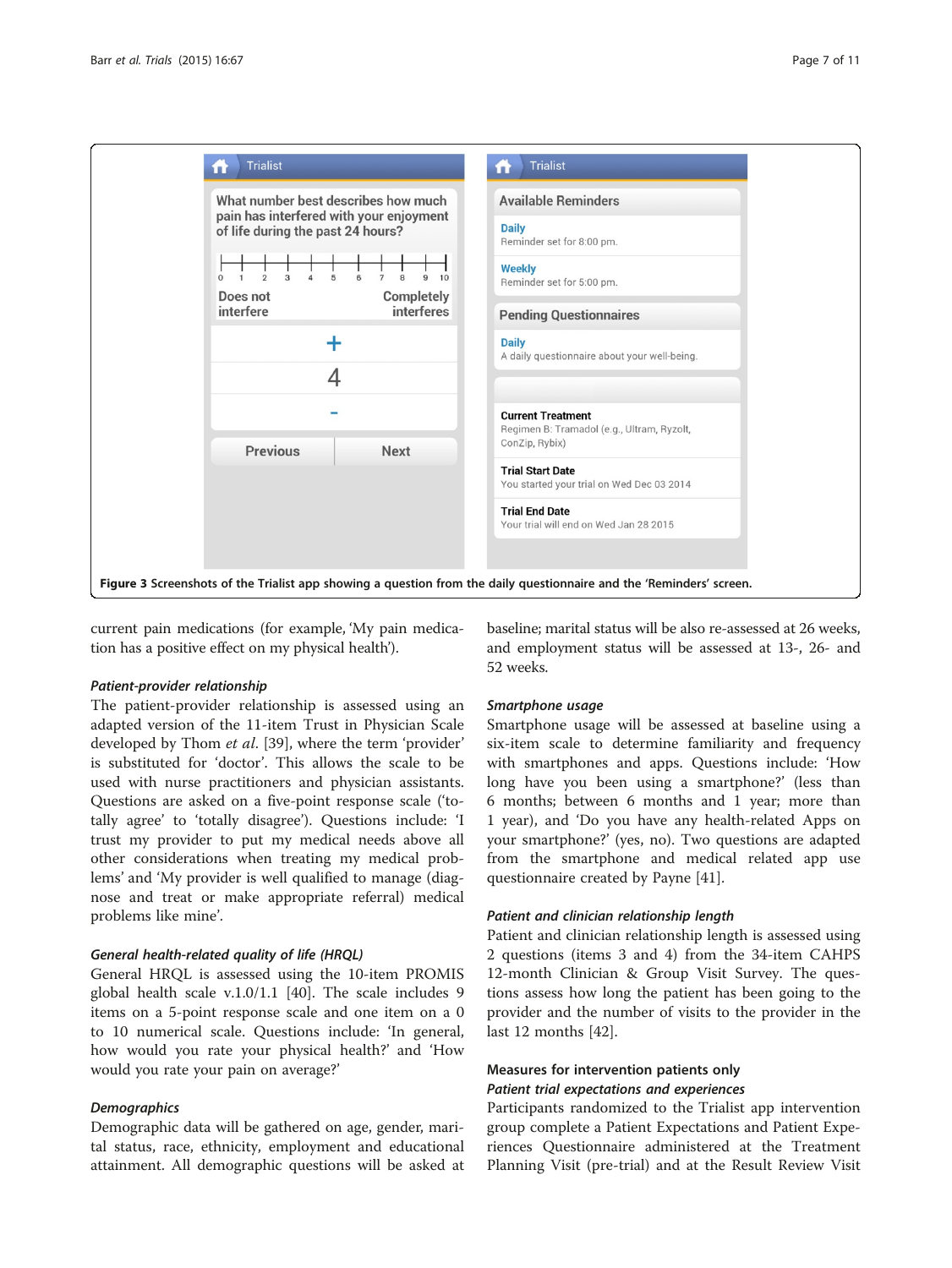**Figure 3** Screenshots of the Trialist app showing a question from the daily questionnaire and the 'Reminders' screen.

current pain medications (for example, 'My pain medication has a positive effect on my physical health').

*Patient-provider relationship*

The patient-provider relationship is assessed using an adapted version of the 11-item Trust in Physician Scale developed by Thom *et al*. [39], where the term 'provider' is substituted for 'doctor'. This allows the scale to be used with nurse practitioners and physician assistants. Questions are asked on a five-point response scale ('totally agree' to 'totally disagree'). Questions include: 'I trust my provider to put my medical needs above all other considerations when treating my medical problems' and 'My provider is well qualified to manage (diagnose and treat or make appropriate referral) medical problems like mine'.

*General health-related quality of life (HRQL)*

General HRQL is assessed using the 10-item PROMIS global health scale v.1.0/1.1 [40]. The scale includes 9 items on a 5-point response scale and one item on a 0 to 10 numerical scale. Questions include: 'In general, how would you rate your physical health?' and 'How would you rate your pain on average?'

*Demographics*

Demographic data will be gathered on age, gender, marital status, race, ethnicity, employment and educational attainment. All demographic questions will be asked at baseline; marital status will be also re-assessed at 26 weeks, and employment status will be assessed at 13-, 26- and 52 weeks.

*Smartphone usage*

Smartphone usage will be assessed at baseline using a six-item scale to determine familiarity and frequency with smartphones and apps. Questions include: 'How long have you been using a smartphone?' (less than 6 months; between 6 months and 1 year; more than 1 year), and 'Do you have any health-related Apps on your smartphone?' (yes, no). Two questions are adapted from the smartphone and medical related app use questionnaire created by Payne [41].

*Patient and clinician relationship length*

Patient and clinician relationship length is assessed using 2 questions (items 3 and 4) from the 34-item CAHPS 12-month Clinician & Group Visit Survey. The questions assess how long the patient has been going to the provider and the number of visits to the provider in the last 12 months [42].

**Measures for intervention patients only**

*Patient trial expectations and experiences*

Participants randomized to the Trialist app intervention group complete a Patient Expectations and Patient Experiences Questionnaire administered at the Treatment Planning Visit (pre-trial) and at the Result Review Visit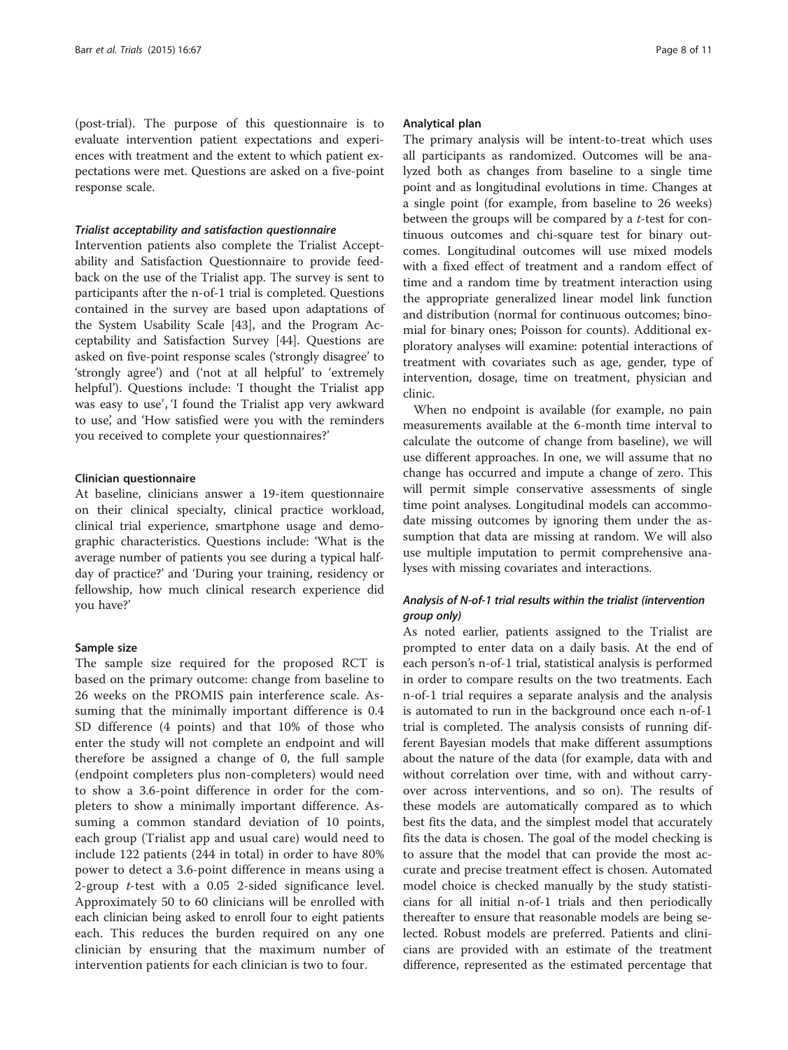(post-trial). The purpose of this questionnaire is to evaluate intervention patient expectations and experiences with treatment and the extent to which patient expectations were met. Questions are asked on a five-point response scale.

#### *Trialist acceptability and satisfaction questionnaire*

Intervention patients also complete the Trialist Acceptability and Satisfaction Questionnaire to provide feedback on the use of the Trialist app. The survey is sent to participants after the n-of-1 trial is completed. Questions contained in the survey are based upon adaptations of the System Usability Scale [43], and the Program Acceptability and Satisfaction Survey [44]. Questions are asked on five-point response scales ('strongly disagree' to 'strongly agree') and ('not at all helpful' to 'extremely helpful'). Questions include: 'I thought the Trialist app was easy to use', 'I found the Trialist app very awkward to use', and 'How satisfied were you with the reminders you received to complete your questionnaires?'

### Clinician questionnaire

At baseline, clinicians answer a 19-item questionnaire on their clinical specialty, clinical practice workload, clinical trial experience, smartphone usage and demographic characteristics. Questions include: 'What is the average number of patients you see during a typical half-day of practice?' and 'During your training, residency or fellowship, how much clinical research experience did you have?'

### Sample size

The sample size required for the proposed RCT is based on the primary outcome: change from baseline to 26 weeks on the PROMIS pain interference scale. Assuming that the minimally important difference is 0.4 SD difference (4 points) and that 10% of those who enter the study will not complete an endpoint and will therefore be assigned a change of 0, the full sample (endpoint completers plus non-completers) would need to show a 3.6-point difference in order for the completers to show a minimally important difference. Assuming a common standard deviation of 10 points, each group (Trialist app and usual care) would need to include 122 patients (244 in total) in order to have 80% power to detect a 3.6-point difference in means using a 2-group *t*-test with a 0.05 2-sided significance level. Approximately 50 to 60 clinicians will be enrolled with each clinician being asked to enroll four to eight patients each. This reduces the burden required on any one clinician by ensuring that the maximum number of intervention patients for each clinician is two to four.

### Analytical plan

The primary analysis will be intent-to-treat which uses all participants as randomized. Outcomes will be analyzed both as changes from baseline to a single time point and as longitudinal evolutions in time. Changes at a single point (for example, from baseline to 26 weeks) between the groups will be compared by a *t*-test for continuous outcomes and chi-square test for binary outcomes. Longitudinal outcomes will use mixed models with a fixed effect of treatment and a random effect of time and a random time by treatment interaction using the appropriate generalized linear model link function and distribution (normal for continuous outcomes; binomial for binary ones; Poisson for counts). Additional exploratory analyses will examine: potential interactions of treatment with covariates such as age, gender, type of intervention, dosage, time on treatment, physician and clinic.

When no endpoint is available (for example, no pain measurements available at the 6-month time interval to calculate the outcome of change from baseline), we will use different approaches. In one, we will assume that no change has occurred and impute a change of zero. This will permit simple conservative assessments of single time point analyses. Longitudinal models can accommodate missing outcomes by ignoring them under the assumption that data are missing at random. We will also use multiple imputation to permit comprehensive analyses with missing covariates and interactions.

#### *Analysis of N-of-1 trial results within the trialist (intervention group only)*

As noted earlier, patients assigned to the Trialist are prompted to enter data on a daily basis. At the end of each person's n-of-1 trial, statistical analysis is performed in order to compare results on the two treatments. Each n-of-1 trial requires a separate analysis and the analysis is automated to run in the background once each n-of-1 trial is completed. The analysis consists of running different Bayesian models that make different assumptions about the nature of the data (for example, data with and without correlation over time, with and without carryover across interventions, and so on). The results of these models are automatically compared as to which best fits the data, and the simplest model that accurately fits the data is chosen. The goal of the model checking is to assure that the model that can provide the most accurate and precise treatment effect is chosen. Automated model choice is checked manually by the study statisticians for all initial n-of-1 trials and then periodically thereafter to ensure that reasonable models are being selected. Robust models are preferred. Patients and clinicians are provided with an estimate of the treatment difference, represented as the estimated percentage that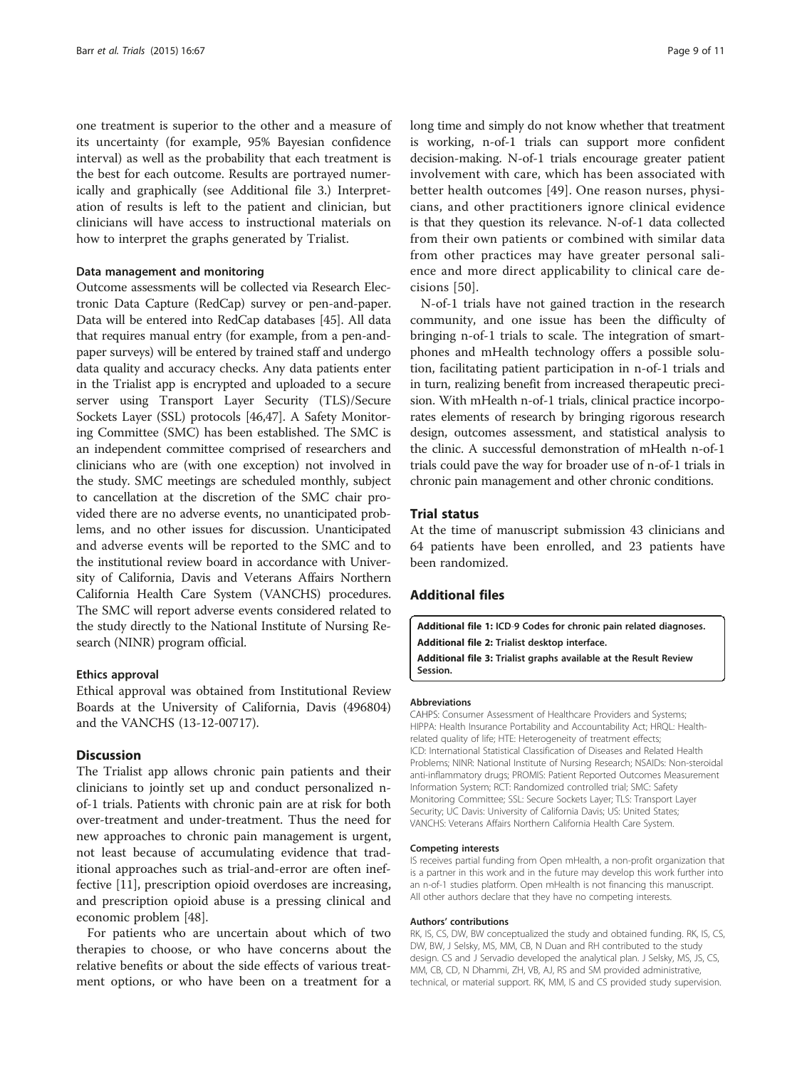one treatment is superior to the other and a measure of its uncertainty (for example, 95% Bayesian confidence interval) as well as the probability that each treatment is the best for each outcome. Results are portrayed numerically and graphically (see Additional file 3.) Interpretation of results is left to the patient and clinician, but clinicians will have access to instructional materials on how to interpret the graphs generated by Trialist.

#### Data management and monitoring

Outcome assessments will be collected via Research Electronic Data Capture (RedCap) survey or pen-and-paper. Data will be entered into RedCap databases [45]. All data that requires manual entry (for example, from a pen-and-paper surveys) will be entered by trained staff and undergo data quality and accuracy checks. Any data patients enter in the Trialist app is encrypted and uploaded to a secure server using Transport Layer Security (TLS)/Secure Sockets Layer (SSL) protocols [46,47]. A Safety Monitoring Committee (SMC) has been established. The SMC is an independent committee comprised of researchers and clinicians who are (with one exception) not involved in the study. SMC meetings are scheduled monthly, subject to cancellation at the discretion of the SMC chair provided there are no adverse events, no unanticipated problems, and no other issues for discussion. Unanticipated and adverse events will be reported to the SMC and to the institutional review board in accordance with University of California, Davis and Veterans Affairs Northern California Health Care System (VANCHS) procedures. The SMC will report adverse events considered related to the study directly to the National Institute of Nursing Research (NINR) program official.

#### Ethics approval

Ethical approval was obtained from Institutional Review Boards at the University of California, Davis (496804) and the VANCHS (13-12-00717).

## Discussion

The Trialist app allows chronic pain patients and their clinicians to jointly set up and conduct personalized n-of-1 trials. Patients with chronic pain are at risk for both over-treatment and under-treatment. Thus the need for new approaches to chronic pain management is urgent, not least because of accumulating evidence that traditional approaches such as trial-and-error are often ineffective [11], prescription opioid overdoses are increasing, and prescription opioid abuse is a pressing clinical and economic problem [48].

For patients who are uncertain about which of two therapies to choose, or who have concerns about the relative benefits or about the side effects of various treatment options, or who have been on a treatment for a long time and simply do not know whether that treatment is working, n-of-1 trials can support more confident decision-making. N-of-1 trials encourage greater patient involvement with care, which has been associated with better health outcomes [49]. One reason nurses, physicians, and other practitioners ignore clinical evidence is that they question its relevance. N-of-1 data collected from their own patients or combined with similar data from other practices may have greater personal salience and more direct applicability to clinical care decisions [50].

N-of-1 trials have not gained traction in the research community, and one issue has been the difficulty of bringing n-of-1 trials to scale. The integration of smartphones and mHealth technology offers a possible solution, facilitating patient participation in n-of-1 trials and in turn, realizing benefit from increased therapeutic precision. With mHealth n-of-1 trials, clinical practice incorporates elements of research by bringing rigorous research design, outcomes assessment, and statistical analysis to the clinic. A successful demonstration of mHealth n-of-1 trials could pave the way for broader use of n-of-1 trials in chronic pain management and other chronic conditions.

## Trial status

At the time of manuscript submission 43 clinicians and 64 patients have been enrolled, and 23 patients have been randomized.

## Additional files

**Additional file 1: ICD-9 Codes for chronic pain related diagnoses.**
**Additional file 2: Trialist desktop interface.**
**Additional file 3: Trialist graphs available at the Result Review Session.**

#### Abbreviations

CAHPS: Consumer Assessment of Healthcare Providers and Systems; HIPPA: Health Insurance Portability and Accountability Act; HRQL: Health-related quality of life; HTE: Heterogeneity of treatment effects; ICD: International Statistical Classification of Diseases and Related Health Problems; NINR: National Institute of Nursing Research; NSAIDs: Non-steroidal anti-inflammatory drugs; PROMIS: Patient Reported Outcomes Measurement Information System; RCT: Randomized controlled trial; SMC: Safety Monitoring Committee; SSL: Secure Sockets Layer; TLS: Transport Layer Security; UC Davis: University of California Davis; US: United States; VANCHS: Veterans Affairs Northern California Health Care System.

#### Competing interests

IS receives partial funding from Open mHealth, a non-profit organization that is a partner in this work and in the future may develop this work further into an n-of-1 studies platform. Open mHealth is not financing this manuscript. All other authors declare that they have no competing interests.

#### Authors' contributions

RK, IS, CS, DW, BW conceptualized the study and obtained funding. RK, IS, CS, DW, BW, J Selsky, MS, MM, CB, N Duan and RH contributed to the study design. CS and J Servadio developed the analytical plan. J Selsky, MS, JS, CS, MM, CB, CD, N Dhammi, ZH, VB, AJ, RS and SM provided administrative, technical, or material support. RK, MM, IS and CS provided study supervision.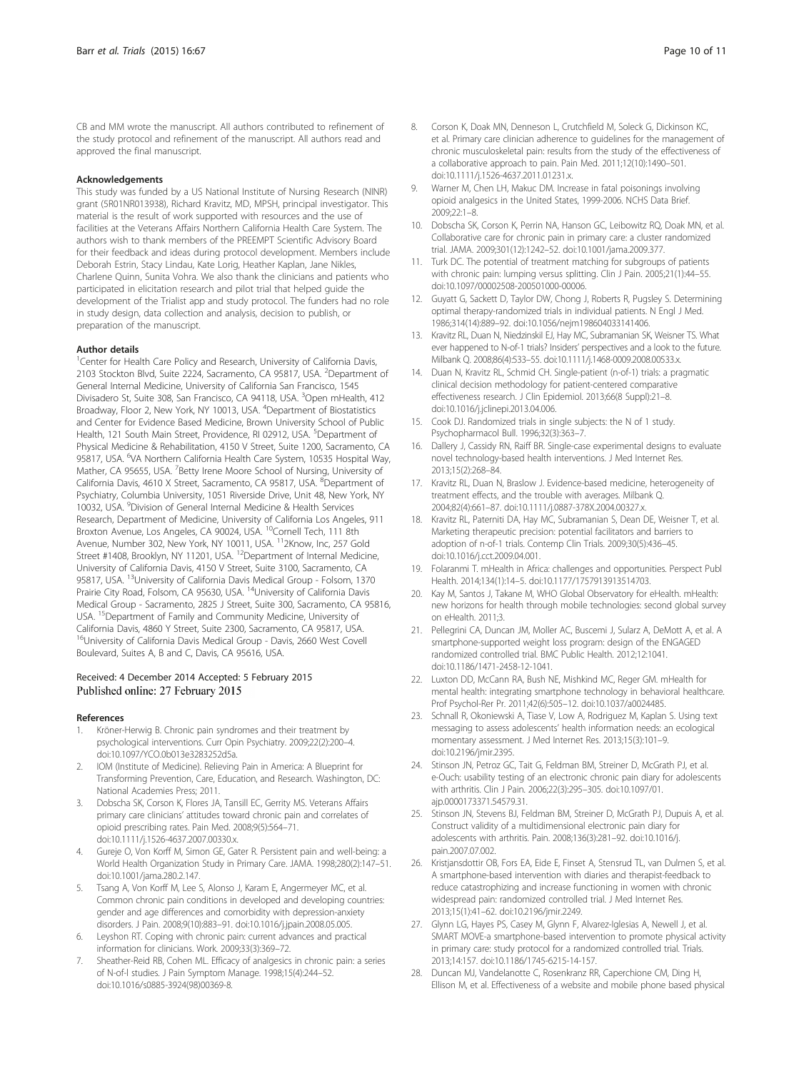CB and MM wrote the manuscript. All authors contributed to refinement of the study protocol and refinement of the manuscript. All authors read and approved the final manuscript.

#### Acknowledgements

This study was funded by a US National Institute of Nursing Research (NINR) grant (5R01NR013938), Richard Kravitz, MD, MPSH, principal investigator. This material is the result of work supported with resources and the use of facilities at the Veterans Affairs Northern California Health Care System. The authors wish to thank members of the PREEMPT Scientific Advisory Board for their feedback and ideas during protocol development. Members include Deborah Estrin, Stacy Lindau, Kate Lorig, Heather Kaplan, Jane Nikles, Charlene Quinn, Sunita Vohra. We also thank the clinicians and patients who participated in elicitation research and pilot trial that helped guide the development of the Trialist app and study protocol. The funders had no role in study design, data collection and analysis, decision to publish, or preparation of the manuscript.

#### Author details

[1]Center for Health Care Policy and Research, University of California Davis, 2103 Stockton Blvd, Suite 2224, Sacramento, CA 95817, USA. [2]Department of General Internal Medicine, University of California San Francisco, 1545 Divisadero St, Suite 308, San Francisco, CA 94118, USA. [3]Open mHealth, 412 Broadway, Floor 2, New York, NY 10013, USA. [4]Department of Biostatistics and Center for Evidence Based Medicine, Brown University School of Public Health, 121 South Main Street, Providence, RI 02912, USA. [5]Department of Physical Medicine & Rehabilitation, 4150 V Street, Suite 1200, Sacramento, CA 95817, USA. [6]VA Northern California Health Care System, 10535 Hospital Way, Mather, CA 95655, USA. [7]Betty Irene Moore School of Nursing, University of California Davis, 4610 X Street, Sacramento, CA 95817, USA. [8]Department of Psychiatry, Columbia University, 1051 Riverside Drive, Unit 48, New York, NY 10032, USA. [9]Division of General Internal Medicine & Health Services Research, Department of Medicine, University of California Los Angeles, 911 Broxton Avenue, Los Angeles, CA 90024, USA. [10]Cornell Tech, 111 8th Avenue, Number 302, New York, NY 10011, USA. [11]2Know, Inc, 257 Gold Street #1408, Brooklyn, NY 11201, USA. [12]Department of Internal Medicine, University of California Davis, 4150 V Street, Suite 3100, Sacramento, CA 95817, USA. [13]University of California Davis Medical Group - Folsom, 1370 Prairie City Road, Folsom, CA 95630, USA. [14]University of California Davis Medical Group - Sacramento, 2825 J Street, Suite 300, Sacramento, CA 95816, USA. [15]Department of Family and Community Medicine, University of California Davis, 4860 Y Street, Suite 2300, Sacramento, CA 95817, USA. [16]University of California Davis Medical Group - Davis, 2660 West Covell Boulevard, Suites A, B and C, Davis, CA 95616, USA.

Received: 4 December 2014 Accepted: 5 February 2015
Published online: 27 February 2015

#### References

1. Kröner-Herwig B. Chronic pain syndromes and their treatment by psychological interventions. Curr Opin Psychiatry. 2009;22(2):200–4. doi:10.1097/YCO.0b013e3283252d5a.
2. IOM (Institute of Medicine). Relieving Pain in America: A Blueprint for Transforming Prevention, Care, Education, and Research. Washington, DC: National Academies Press; 2011.
3. Dobscha SK, Corson K, Flores JA, Tansill EC, Gerrity MS. Veterans Affairs primary care clinicians' attitudes toward chronic pain and correlates of opioid prescribing rates. Pain Med. 2008;9(5):564–71. doi:10.1111/j.1526-4637.2007.00330.x.
4. Gureje O, Von Korff M, Simon GE, Gater R. Persistent pain and well-being: a World Health Organization Study in Primary Care. JAMA. 1998;280(2):147–51. doi:10.1001/jama.280.2.147.
5. Tsang A, Von Korff M, Lee S, Alonso J, Karam E, Angermeyer MC, et al. Common chronic pain conditions in developed and developing countries: gender and age differences and comorbidity with depression-anxiety disorders. J Pain. 2008;9(10):883–91. doi:10.1016/j.jpain.2008.05.005.
6. Leyshon RT. Coping with chronic pain: current advances and practical information for clinicians. Work. 2009;33(3):369–72.
7. Sheather-Reid RB, Cohen ML. Efficacy of analgesics in chronic pain: a series of N-of-I studies. J Pain Symptom Manage. 1998;15(4):244–52. doi:10.1016/s0885-3924(98)00369-8.
8. Corson K, Doak MN, Denneson L, Crutchfield M, Soleck G, Dickinson KC, et al. Primary care clinician adherence to guidelines for the management of chronic musculoskeletal pain: results from the study of the effectiveness of a collaborative approach to pain. Pain Med. 2011;12(10):1490–501. doi:10.1111/j.1526-4637.2011.01231.x.
9. Warner M, Chen LH, Makuc DM. Increase in fatal poisonings involving opioid analgesics in the United States, 1999-2006. NCHS Data Brief. 2009;22:1–8.
10. Dobscha SK, Corson K, Perrin NA, Hanson GC, Leibowitz RQ, Doak MN, et al. Collaborative care for chronic pain in primary care: a cluster randomized trial. JAMA. 2009;301(12):1242–52. doi:10.1001/jama.2009.377.
11. Turk DC. The potential of treatment matching for subgroups of patients with chronic pain: lumping versus splitting. Clin J Pain. 2005;21(1):44–55. doi:10.1097/00002508-200501000-00006.
12. Guyatt G, Sackett D, Taylor DW, Chong J, Roberts R, Pugsley S. Determining optimal therapy-randomized trials in individual patients. N Engl J Med. 1986;314(14):889–92. doi:10.1056/nejm198604033141406.
13. Kravitz RL, Duan N, Niedzinskil EJ, Hay MC, Subramanian SK, Weisner TS. What ever happened to N-of-1 trials? Insiders' perspectives and a look to the future. Milbank Q. 2008;86(4):533–55. doi:10.1111/j.1468-0009.2008.00533.x.
14. Duan N, Kravitz RL, Schmid CH. Single-patient (n-of-1) trials: a pragmatic clinical decision methodology for patient-centered comparative effectiveness research. J Clin Epidemiol. 2013;66(8 Suppl):21–8. doi:10.1016/j.jclinepi.2013.04.006.
15. Cook DJ. Randomized trials in single subjects: the N of 1 study. Psychopharmacol Bull. 1996;32(3):363–7.
16. Dallery J, Cassidy RN, Raiff BR. Single-case experimental designs to evaluate novel technology-based health interventions. J Med Internet Res. 2013;15(2):268–84.
17. Kravitz RL, Duan N, Braslow J. Evidence-based medicine, heterogeneity of treatment effects, and the trouble with averages. Milbank Q. 2004;82(4):661–87. doi:10.1111/j.0887-378X.2004.00327.x.
18. Kravitz RL, Paterniti DA, Hay MC, Subramanian S, Dean DE, Weisner T, et al. Marketing therapeutic precision: potential facilitators and barriers to adoption of n-of-1 trials. Contemp Clin Trials. 2009;30(5):436–45. doi:10.1016/j.cct.2009.04.001.
19. Folaranmi T. mHealth in Africa: challenges and opportunities. Perspect Publ Health. 2014;134(1):14–5. doi:10.1177/1757913913514703.
20. Kay M, Santos J, Takane M, WHO Global Observatory for eHealth. mHealth: new horizons for health through mobile technologies: second global survey on eHealth. 2011;3.
21. Pellegrini CA, Duncan JM, Moller AC, Buscemi J, Sularz A, DeMott A, et al. A smartphone-supported weight loss program: design of the ENGAGED randomized controlled trial. BMC Public Health. 2012;12:1041. doi:10.1186/1471-2458-12-1041.
22. Luxton DD, McCann RA, Bush NE, Mishkind MC, Reger GM. mHealth for mental health: integrating smartphone technology in behavioral healthcare. Prof Psychol-Rer Pr. 2011;42(6):505–12. doi:10.1037/a0024485.
23. Schnall R, Okoniewski A, Tiase V, Low A, Rodriguez M, Kaplan S. Using text messaging to assess adolescents' health information needs: an ecological momentary assessment. J Med Internet Res. 2013;15(3):101–9. doi:10.2196/jmir.2395.
24. Stinson JN, Petroz GC, Tait G, Feldman BM, Streiner D, McGrath PJ, et al. e-Ouch: usability testing of an electronic chronic pain diary for adolescents with arthritis. Clin J Pain. 2006;22(3):295–305. doi:10.1097/01.ajp.0000173371.54579.31.
25. Stinson JN, Stevens BJ, Feldman BM, Streiner D, McGrath PJ, Dupuis A, et al. Construct validity of a multidimensional electronic pain diary for adolescents with arthritis. Pain. 2008;136(3):281–92. doi:10.1016/j.pain.2007.07.002.
26. Kristjansdottir OB, Fors EA, Eide E, Finset A, Stensrud TL, van Dulmen S, et al. A smartphone-based intervention with diaries and therapist-feedback to reduce catastrophizing and increase functioning in women with chronic widespread pain: randomized controlled trial. J Med Internet Res. 2013;15(1):41–62. doi:10.2196/jmir.2249.
27. Glynn LG, Hayes PS, Casey M, Glynn F, Alvarez-Iglesias A, Newell J, et al. SMART MOVE-a smartphone-based intervention to promote physical activity in primary care: study protocol for a randomized controlled trial. Trials. 2013;14:157. doi:10.1186/1745-6215-14-157.
28. Duncan MJ, Vandelanotte C, Rosenkranz RR, Caperchione CM, Ding H, Ellison M, et al. Effectiveness of a website and mobile phone based physical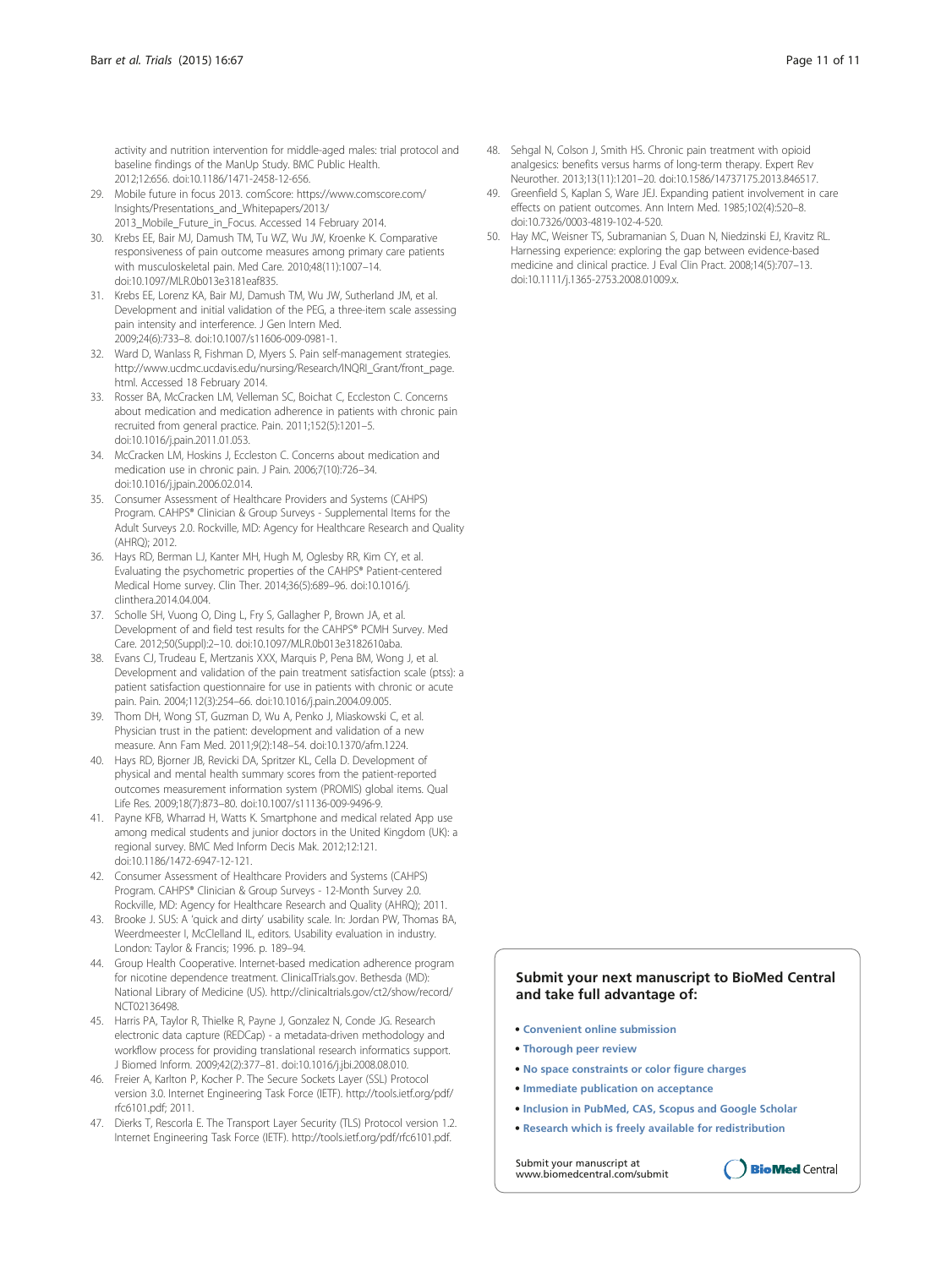activity and nutrition intervention for middle-aged males: trial protocol and baseline findings of the ManUp Study. BMC Public Health. 2012;12:656. doi:10.1186/1471-2458-12-656.

29. Mobile future in focus 2013. comScore: https://www.comscore.com/Insights/Presentations_and_Whitepapers/2013/2013_Mobile_Future_in_Focus. Accessed 14 February 2014.
30. Krebs EE, Bair MJ, Damush TM, Tu WZ, Wu JW, Kroenke K. Comparative responsiveness of pain outcome measures among primary care patients with musculoskeletal pain. Med Care. 2010;48(11):1007–14. doi:10.1097/MLR.0b013e3181eaf835.
31. Krebs EE, Lorenz KA, Bair MJ, Damush TM, Wu JW, Sutherland JM, et al. Development and initial validation of the PEG, a three-item scale assessing pain intensity and interference. J Gen Intern Med. 2009;24(6):733–8. doi:10.1007/s11606-009-0981-1.
32. Ward D, Wanlass R, Fishman D, Myers S. Pain self-management strategies. http://www.ucdmc.ucdavis.edu/nursing/Research/INQRI_Grant/front_page.html. Accessed 18 February 2014.
33. Rosser BA, McCracken LM, Velleman SC, Boichat C, Eccleston C. Concerns about medication and medication adherence in patients with chronic pain recruited from general practice. Pain. 2011;152(5):1201–5. doi:10.1016/j.pain.2011.01.053.
34. McCracken LM, Hoskins J, Eccleston C. Concerns about medication and medication use in chronic pain. J Pain. 2006;7(10):726–34. doi:10.1016/j.jpain.2006.02.014.
35. Consumer Assessment of Healthcare Providers and Systems (CAHPS) Program. CAHPS® Clinician & Group Surveys - Supplemental Items for the Adult Surveys 2.0. Rockville, MD: Agency for Healthcare Research and Quality (AHRQ); 2012.
36. Hays RD, Berman LJ, Kanter MH, Hugh M, Oglesby RR, Kim CY, et al. Evaluating the psychometric properties of the CAHPS® Patient-centered Medical Home survey. Clin Ther. 2014;36(5):689–96. doi:10.1016/j.clinthera.2014.04.004.
37. Scholle SH, Vuong O, Ding L, Fry S, Gallagher P, Brown JA, et al. Development of and field test results for the CAHPS® PCMH Survey. Med Care. 2012;50(Suppl):2–10. doi:10.1097/MLR.0b013e3182610aba.
38. Evans CJ, Trudeau E, Mertzanis XXX, Marquis P, Pena BM, Wong J, et al. Development and validation of the pain treatment satisfaction scale (ptss): a patient satisfaction questionnaire for use in patients with chronic or acute pain. Pain. 2004;112(3):254–66. doi:10.1016/j.pain.2004.09.005.
39. Thom DH, Wong ST, Guzman D, Wu A, Penko J, Miaskowski C, et al. Physician trust in the patient: development and validation of a new measure. Ann Fam Med. 2011;9(2):148–54. doi:10.1370/afm.1224.
40. Hays RD, Bjorner JB, Revicki DA, Spritzer KL, Cella D. Development of physical and mental health summary scores from the patient-reported outcomes measurement information system (PROMIS) global items. Qual Life Res. 2009;18(7):873–80. doi:10.1007/s11136-009-9496-9.
41. Payne KFB, Wharrad H, Watts K. Smartphone and medical related App use among medical students and junior doctors in the United Kingdom (UK): a regional survey. BMC Med Inform Decis Mak. 2012;12:121. doi:10.1186/1472-6947-12-121.
42. Consumer Assessment of Healthcare Providers and Systems (CAHPS) Program. CAHPS® Clinician & Group Surveys - 12-Month Survey 2.0. Rockville, MD: Agency for Healthcare Research and Quality (AHRQ); 2011.
43. Brooke J. SUS: A 'quick and dirty' usability scale. In: Jordan PW, Thomas BA, Weerdmeester I, McClelland IL, editors. Usability evaluation in industry. London: Taylor & Francis; 1996. p. 189–94.
44. Group Health Cooperative. Internet-based medication adherence program for nicotine dependence treatment. ClinicalTrials.gov. Bethesda (MD): National Library of Medicine (US). http://clinicaltrials.gov/ct2/show/record/NCT02136498.
45. Harris PA, Taylor R, Thielke R, Payne J, Gonzalez N, Conde JG. Research electronic data capture (REDCap) - a metadata-driven methodology and workflow process for providing translational research informatics support. J Biomed Inform. 2009;42(2):377–81. doi:10.1016/j.jbi.2008.08.010.
46. Freier A, Karlton P, Kocher P. The Secure Sockets Layer (SSL) Protocol version 3.0. Internet Engineering Task Force (IETF). http://tools.ietf.org/pdf/rfc6101.pdf; 2011.
47. Dierks T, Rescorla E. The Transport Layer Security (TLS) Protocol version 1.2. Internet Engineering Task Force (IETF). http://tools.ietf.org/pdf/rfc6101.pdf.
48. Sehgal N, Colson J, Smith HS. Chronic pain treatment with opioid analgesics: benefits versus harms of long-term therapy. Expert Rev Neurother. 2013;13(11):1201–20. doi:10.1586/14737175.2013.846517.
49. Greenfield S, Kaplan S, Ware JEJ. Expanding patient involvement in care effects on patient outcomes. Ann Intern Med. 1985;102(4):520–8. doi:10.7326/0003-4819-102-4-520.
50. Hay MC, Weisner TS, Subramanian S, Duan N, Niedzinski EJ, Kravitz RL. Harnessing experience: exploring the gap between evidence-based medicine and clinical practice. J Eval Clin Pract. 2008;14(5):707–13. doi:10.1111/j.1365-2753.2008.01009.x.

**Submit your next manuscript to BioMed Central and take full advantage of:**

- **Convenient online submission**
- **Thorough peer review**
- **No space constraints or color figure charges**
- **Immediate publication on acceptance**
- **Inclusion in PubMed, CAS, Scopus and Google Scholar**
- **Research which is freely available for redistribution**

Submit your manuscript at www.biomedcentral.com/submit

BioMed Central